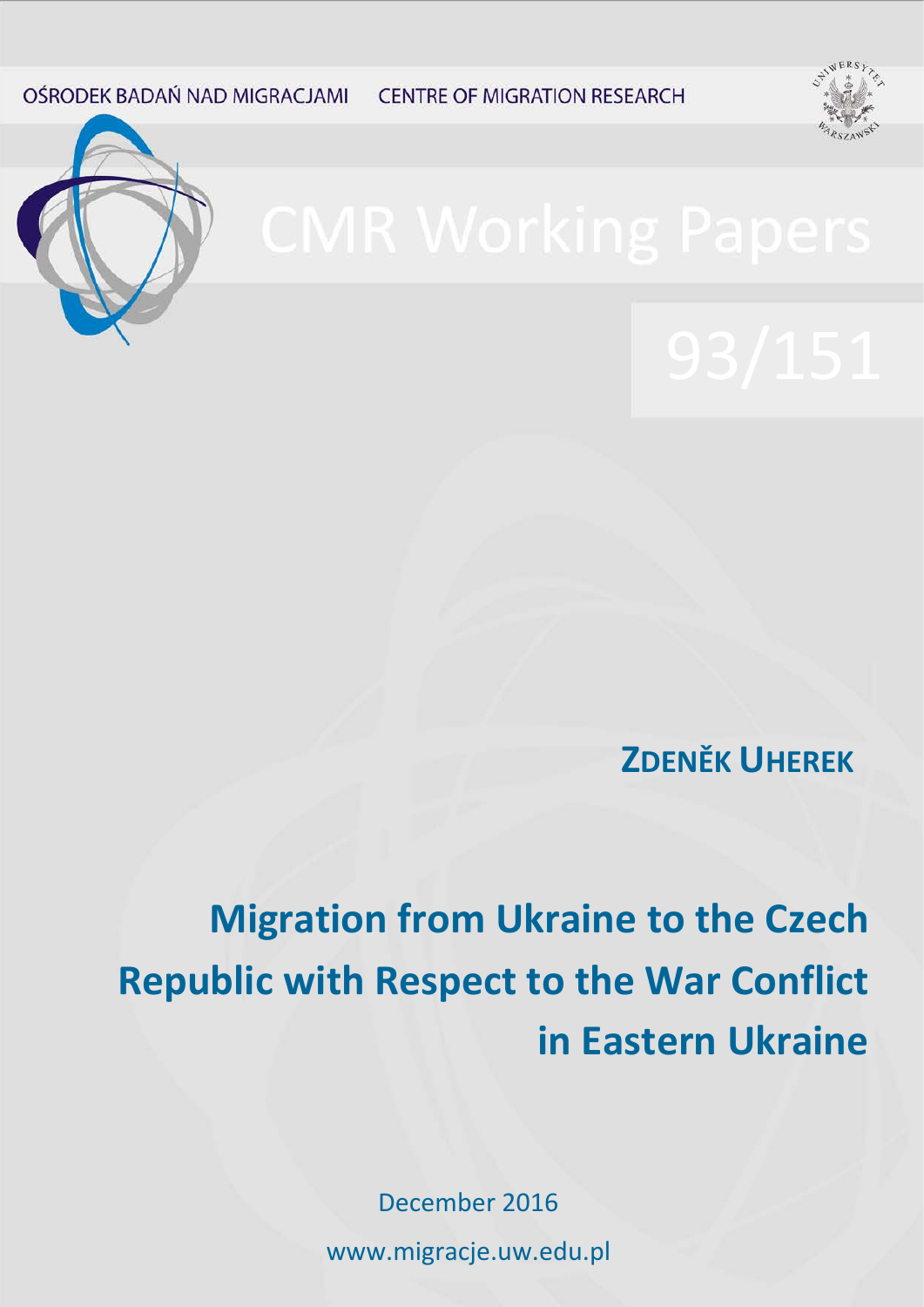OŚRODEK BADAŃ NAD MIGRACJAMI CENTRE OF MIGRATION RESEARCH

# CMR Working Papers

93/151

**ZDENĚK UHEREK**

# Migration from Ukraine to the Czech Republic with Respect to the War Conflict in Eastern Ukraine

December 2016

www.migracje.uw.edu.pl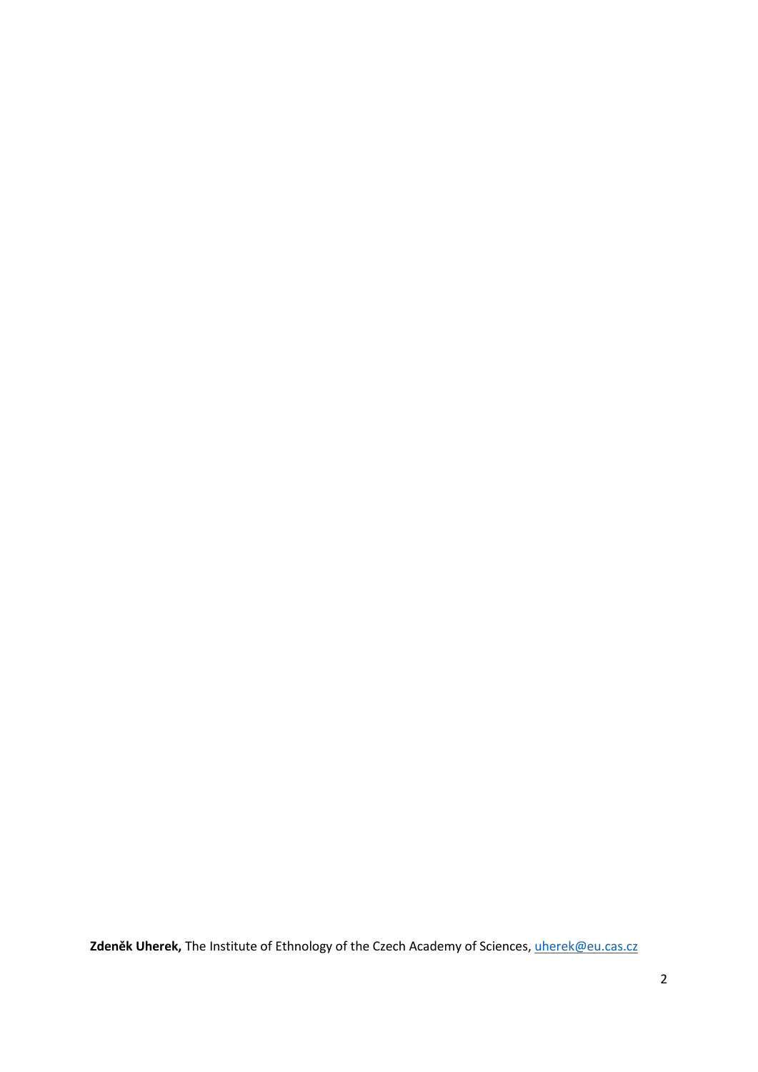**Zdeněk Uherek,** The Institute of Ethnology of the Czech Academy of Sciences, uherek@eu.cas.cz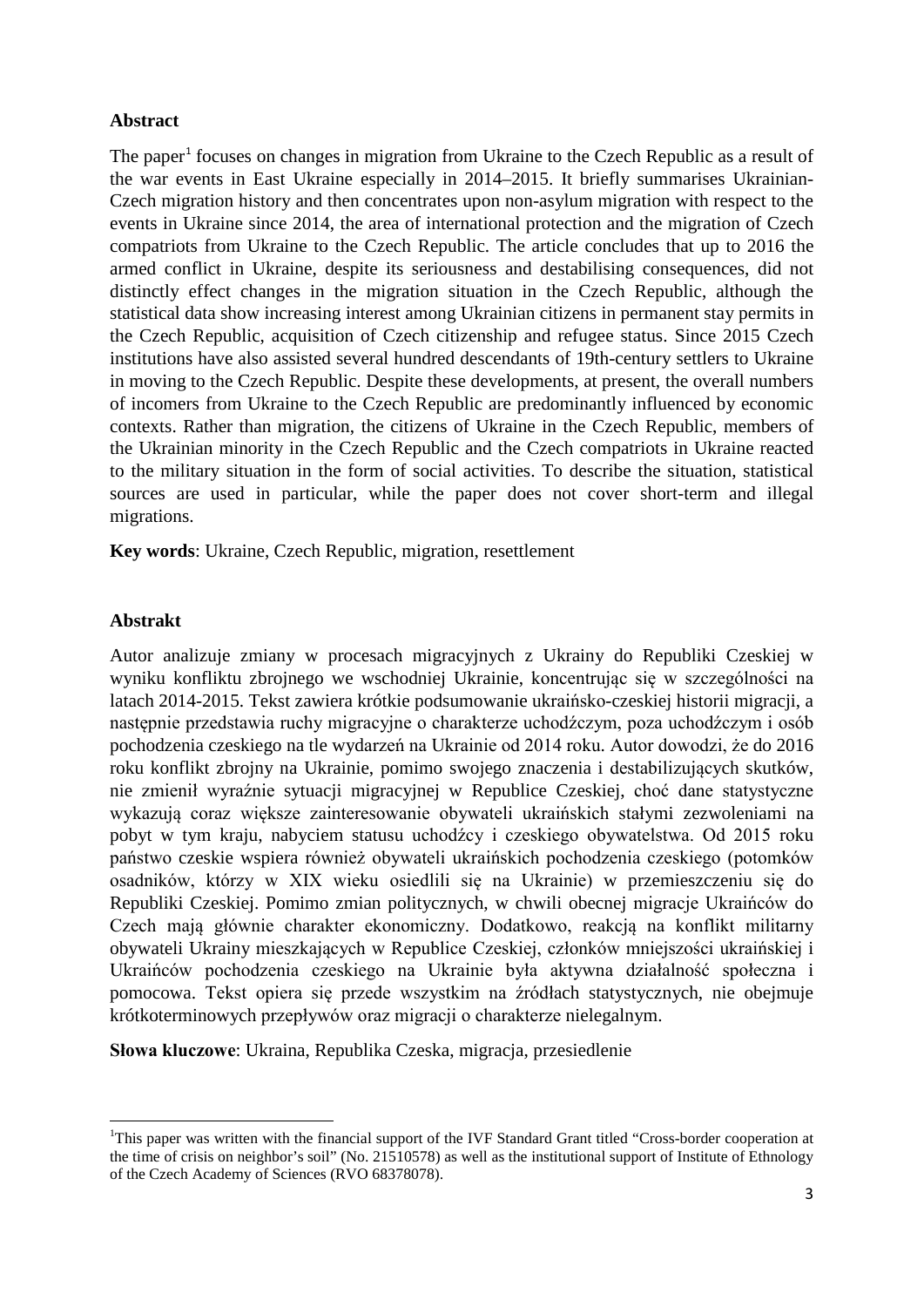## Abstract

The paper[1] focuses on changes in migration from Ukraine to the Czech Republic as a result of the war events in East Ukraine especially in 2014–2015. It briefly summarises Ukrainian-Czech migration history and then concentrates upon non-asylum migration with respect to the events in Ukraine since 2014, the area of international protection and the migration of Czech compatriots from Ukraine to the Czech Republic. The article concludes that up to 2016 the armed conflict in Ukraine, despite its seriousness and destabilising consequences, did not distinctly effect changes in the migration situation in the Czech Republic, although the statistical data show increasing interest among Ukrainian citizens in permanent stay permits in the Czech Republic, acquisition of Czech citizenship and refugee status. Since 2015 Czech institutions have also assisted several hundred descendants of 19th-century settlers to Ukraine in moving to the Czech Republic. Despite these developments, at present, the overall numbers of incomers from Ukraine to the Czech Republic are predominantly influenced by economic contexts. Rather than migration, the citizens of Ukraine in the Czech Republic, members of the Ukrainian minority in the Czech Republic and the Czech compatriots in Ukraine reacted to the military situation in the form of social activities. To describe the situation, statistical sources are used in particular, while the paper does not cover short-term and illegal migrations.

**Key words**: Ukraine, Czech Republic, migration, resettlement

## Abstrakt

Autor analizuje zmiany w procesach migracyjnych z Ukrainy do Republiki Czeskiej w wyniku konfliktu zbrojnego we wschodniej Ukrainie, koncentrując się w szczególności na latach 2014-2015. Tekst zawiera krótkie podsumowanie ukraińsko-czeskiej historii migracji, a następnie przedstawia ruchy migracyjne o charakterze uchodźczym, poza uchodźczym i osób pochodzenia czeskiego na tle wydarzeń na Ukrainie od 2014 roku. Autor dowodzi, że do 2016 roku konflikt zbrojny na Ukrainie, pomimo swojego znaczenia i destabilizujących skutków, nie zmienił wyraźnie sytuacji migracyjnej w Republice Czeskiej, choć dane statystyczne wykazują coraz większe zainteresowanie obywateli ukraińskich stałymi zezwoleniami na pobyt w tym kraju, nabyciem statusu uchodźcy i czeskiego obywatelstwa. Od 2015 roku państwo czeskie wspiera również obywateli ukraińskich pochodzenia czeskiego (potomków osadników, którzy w XIX wieku osiedlili się na Ukrainie) w przemieszczeniu się do Republiki Czeskiej. Pomimo zmian politycznych, w chwili obecnej migracje Ukraińców do Czech mają głównie charakter ekonomiczny. Dodatkowo, reakcją na konflikt militarny obywateli Ukrainy mieszkających w Republice Czeskiej, członków mniejszości ukraińskiej i Ukraińców pochodzenia czeskiego na Ukrainie była aktywna działalność społeczna i pomocowa. Tekst opiera się przede wszystkim na źródłach statystycznych, nie obejmuje krótkoterminowych przepływów oraz migracji o charakterze nielegalnym.

**Słowa kluczowe**: Ukraina, Republika Czeska, migracja, przesiedlenie

[1]This paper was written with the financial support of the IVF Standard Grant titled "Cross-border cooperation at the time of crisis on neighbor's soil" (No. 21510578) as well as the institutional support of Institute of Ethnology of the Czech Academy of Sciences (RVO 68378078).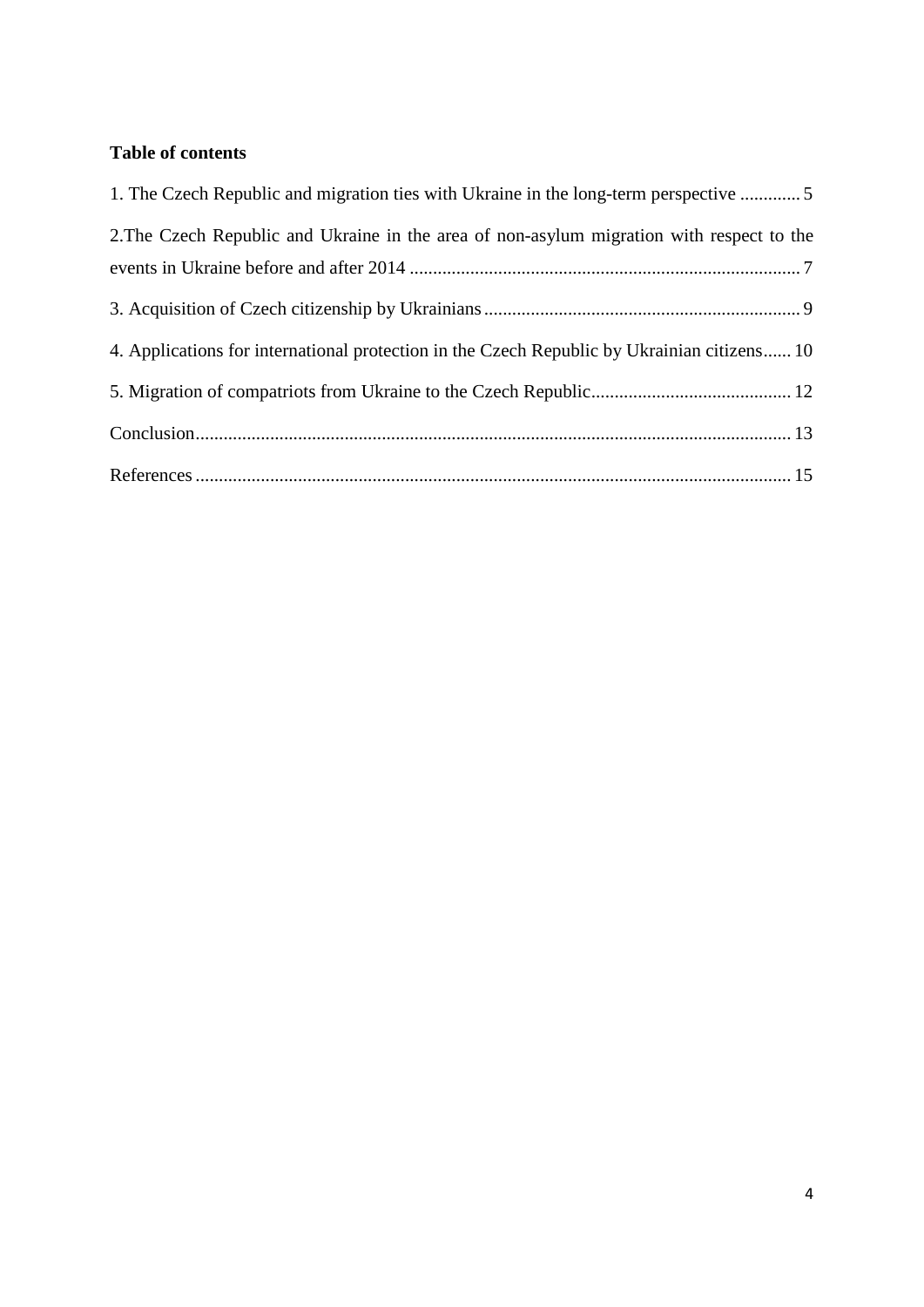**Table of contents**

1. The Czech Republic and migration ties with Ukraine in the long-term perspective ............. 5

2.The Czech Republic and Ukraine in the area of non-asylum migration with respect to the events in Ukraine before and after 2014 .................................................................................... 7

3. Acquisition of Czech citizenship by Ukrainians .................................................................... 9

4. Applications for international protection in the Czech Republic by Ukrainian citizens...... 10

5. Migration of compatriots from Ukraine to the Czech Republic........................................... 12

Conclusion................................................................................................................................ 13

References ................................................................................................................................ 15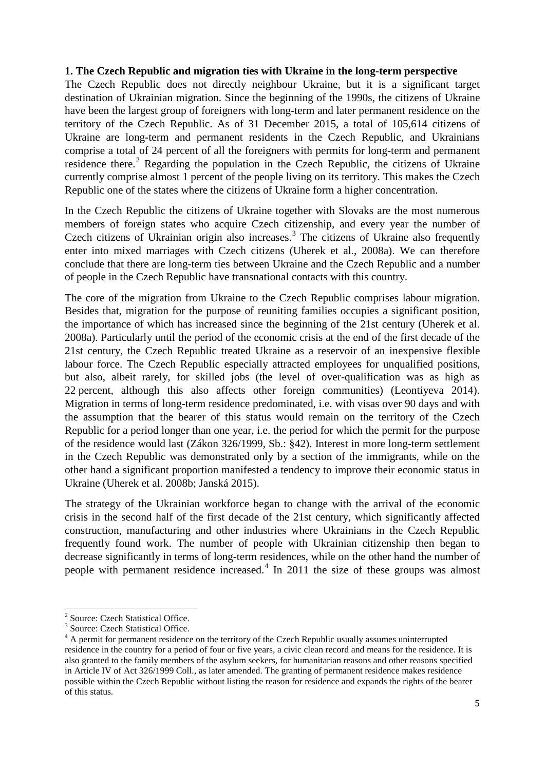## 1. The Czech Republic and migration ties with Ukraine in the long-term perspective

The Czech Republic does not directly neighbour Ukraine, but it is a significant target destination of Ukrainian migration. Since the beginning of the 1990s, the citizens of Ukraine have been the largest group of foreigners with long-term and later permanent residence on the territory of the Czech Republic. As of 31 December 2015, a total of 105,614 citizens of Ukraine are long-term and permanent residents in the Czech Republic, and Ukrainians comprise a total of 24 percent of all the foreigners with permits for long-term and permanent residence there.[2] Regarding the population in the Czech Republic, the citizens of Ukraine currently comprise almost 1 percent of the people living on its territory. This makes the Czech Republic one of the states where the citizens of Ukraine form a higher concentration.

In the Czech Republic the citizens of Ukraine together with Slovaks are the most numerous members of foreign states who acquire Czech citizenship, and every year the number of Czech citizens of Ukrainian origin also increases.[3] The citizens of Ukraine also frequently enter into mixed marriages with Czech citizens (Uherek et al., 2008a). We can therefore conclude that there are long-term ties between Ukraine and the Czech Republic and a number of people in the Czech Republic have transnational contacts with this country.

The core of the migration from Ukraine to the Czech Republic comprises labour migration. Besides that, migration for the purpose of reuniting families occupies a significant position, the importance of which has increased since the beginning of the 21st century (Uherek et al. 2008a). Particularly until the period of the economic crisis at the end of the first decade of the 21st century, the Czech Republic treated Ukraine as a reservoir of an inexpensive flexible labour force. The Czech Republic especially attracted employees for unqualified positions, but also, albeit rarely, for skilled jobs (the level of over-qualification was as high as 22 percent, although this also affects other foreign communities) (Leontiyeva 2014). Migration in terms of long-term residence predominated, i.e. with visas over 90 days and with the assumption that the bearer of this status would remain on the territory of the Czech Republic for a period longer than one year, i.e. the period for which the permit for the purpose of the residence would last (Zákon 326/1999, Sb.: §42). Interest in more long-term settlement in the Czech Republic was demonstrated only by a section of the immigrants, while on the other hand a significant proportion manifested a tendency to improve their economic status in Ukraine (Uherek et al. 2008b; Janská 2015).

The strategy of the Ukrainian workforce began to change with the arrival of the economic crisis in the second half of the first decade of the 21st century, which significantly affected construction, manufacturing and other industries where Ukrainians in the Czech Republic frequently found work. The number of people with Ukrainian citizenship then began to decrease significantly in terms of long-term residences, while on the other hand the number of people with permanent residence increased.[4] In 2011 the size of these groups was almost

---

[2] Source: Czech Statistical Office.

[3] Source: Czech Statistical Office.

[4] A permit for permanent residence on the territory of the Czech Republic usually assumes uninterrupted residence in the country for a period of four or five years, a civic clean record and means for the residence. It is also granted to the family members of the asylum seekers, for humanitarian reasons and other reasons specified in Article IV of Act 326/1999 Coll., as later amended. The granting of permanent residence makes residence possible within the Czech Republic without listing the reason for residence and expands the rights of the bearer of this status.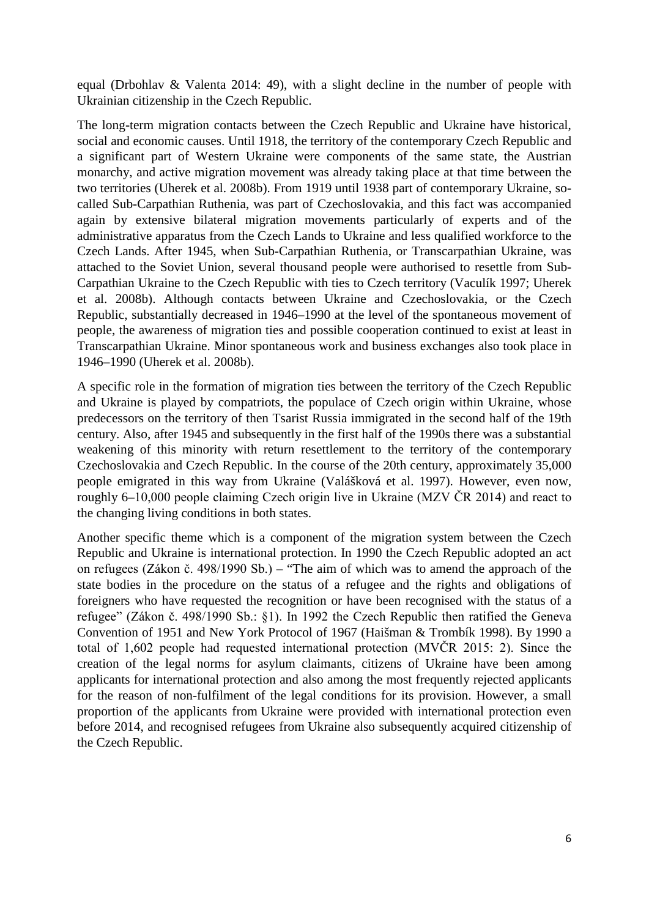equal (Drbohlav & Valenta 2014: 49), with a slight decline in the number of people with Ukrainian citizenship in the Czech Republic.

The long-term migration contacts between the Czech Republic and Ukraine have historical, social and economic causes. Until 1918, the territory of the contemporary Czech Republic and a significant part of Western Ukraine were components of the same state, the Austrian monarchy, and active migration movement was already taking place at that time between the two territories (Uherek et al. 2008b). From 1919 until 1938 part of contemporary Ukraine, so-called Sub-Carpathian Ruthenia, was part of Czechoslovakia, and this fact was accompanied again by extensive bilateral migration movements particularly of experts and of the administrative apparatus from the Czech Lands to Ukraine and less qualified workforce to the Czech Lands. After 1945, when Sub-Carpathian Ruthenia, or Transcarpathian Ukraine, was attached to the Soviet Union, several thousand people were authorised to resettle from Sub-Carpathian Ukraine to the Czech Republic with ties to Czech territory (Vaculík 1997; Uherek et al. 2008b). Although contacts between Ukraine and Czechoslovakia, or the Czech Republic, substantially decreased in 1946–1990 at the level of the spontaneous movement of people, the awareness of migration ties and possible cooperation continued to exist at least in Transcarpathian Ukraine. Minor spontaneous work and business exchanges also took place in 1946–1990 (Uherek et al. 2008b).

A specific role in the formation of migration ties between the territory of the Czech Republic and Ukraine is played by compatriots, the populace of Czech origin within Ukraine, whose predecessors on the territory of then Tsarist Russia immigrated in the second half of the 19th century. Also, after 1945 and subsequently in the first half of the 1990s there was a substantial weakening of this minority with return resettlement to the territory of the contemporary Czechoslovakia and Czech Republic. In the course of the 20th century, approximately 35,000 people emigrated in this way from Ukraine (Valášková et al. 1997). However, even now, roughly 6–10,000 people claiming Czech origin live in Ukraine (MZV ČR 2014) and react to the changing living conditions in both states.

Another specific theme which is a component of the migration system between the Czech Republic and Ukraine is international protection. In 1990 the Czech Republic adopted an act on refugees (Zákon č. 498/1990 Sb.) – "The aim of which was to amend the approach of the state bodies in the procedure on the status of a refugee and the rights and obligations of foreigners who have requested the recognition or have been recognised with the status of a refugee" (Zákon č. 498/1990 Sb.: §1). In 1992 the Czech Republic then ratified the Geneva Convention of 1951 and New York Protocol of 1967 (Haišman & Trombík 1998). By 1990 a total of 1,602 people had requested international protection (MVČR 2015: 2). Since the creation of the legal norms for asylum claimants, citizens of Ukraine have been among applicants for international protection and also among the most frequently rejected applicants for the reason of non-fulfilment of the legal conditions for its provision. However, a small proportion of the applicants from Ukraine were provided with international protection even before 2014, and recognised refugees from Ukraine also subsequently acquired citizenship of the Czech Republic.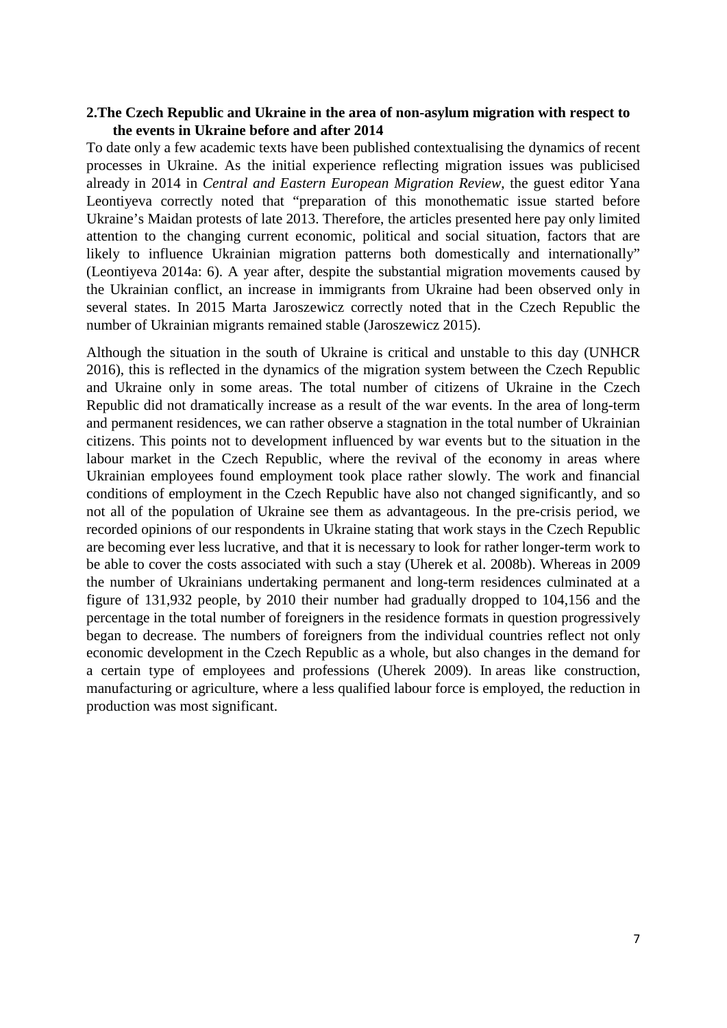## 2. The Czech Republic and Ukraine in the area of non-asylum migration with respect to the events in Ukraine before and after 2014

To date only a few academic texts have been published contextualising the dynamics of recent processes in Ukraine. As the initial experience reflecting migration issues was publicised already in 2014 in *Central and Eastern European Migration Review*, the guest editor Yana Leontiyeva correctly noted that "preparation of this monothematic issue started before Ukraine's Maidan protests of late 2013. Therefore, the articles presented here pay only limited attention to the changing current economic, political and social situation, factors that are likely to influence Ukrainian migration patterns both domestically and internationally" (Leontiyeva 2014a: 6). A year after, despite the substantial migration movements caused by the Ukrainian conflict, an increase in immigrants from Ukraine had been observed only in several states. In 2015 Marta Jaroszewicz correctly noted that in the Czech Republic the number of Ukrainian migrants remained stable (Jaroszewicz 2015).

Although the situation in the south of Ukraine is critical and unstable to this day (UNHCR 2016), this is reflected in the dynamics of the migration system between the Czech Republic and Ukraine only in some areas. The total number of citizens of Ukraine in the Czech Republic did not dramatically increase as a result of the war events. In the area of long-term and permanent residences, we can rather observe a stagnation in the total number of Ukrainian citizens. This points not to development influenced by war events but to the situation in the labour market in the Czech Republic, where the revival of the economy in areas where Ukrainian employees found employment took place rather slowly. The work and financial conditions of employment in the Czech Republic have also not changed significantly, and so not all of the population of Ukraine see them as advantageous. In the pre-crisis period, we recorded opinions of our respondents in Ukraine stating that work stays in the Czech Republic are becoming ever less lucrative, and that it is necessary to look for rather longer-term work to be able to cover the costs associated with such a stay (Uherek et al. 2008b). Whereas in 2009 the number of Ukrainians undertaking permanent and long-term residences culminated at a figure of 131,932 people, by 2010 their number had gradually dropped to 104,156 and the percentage in the total number of foreigners in the residence formats in question progressively began to decrease. The numbers of foreigners from the individual countries reflect not only economic development in the Czech Republic as a whole, but also changes in the demand for a certain type of employees and professions (Uherek 2009). In areas like construction, manufacturing or agriculture, where a less qualified labour force is employed, the reduction in production was most significant.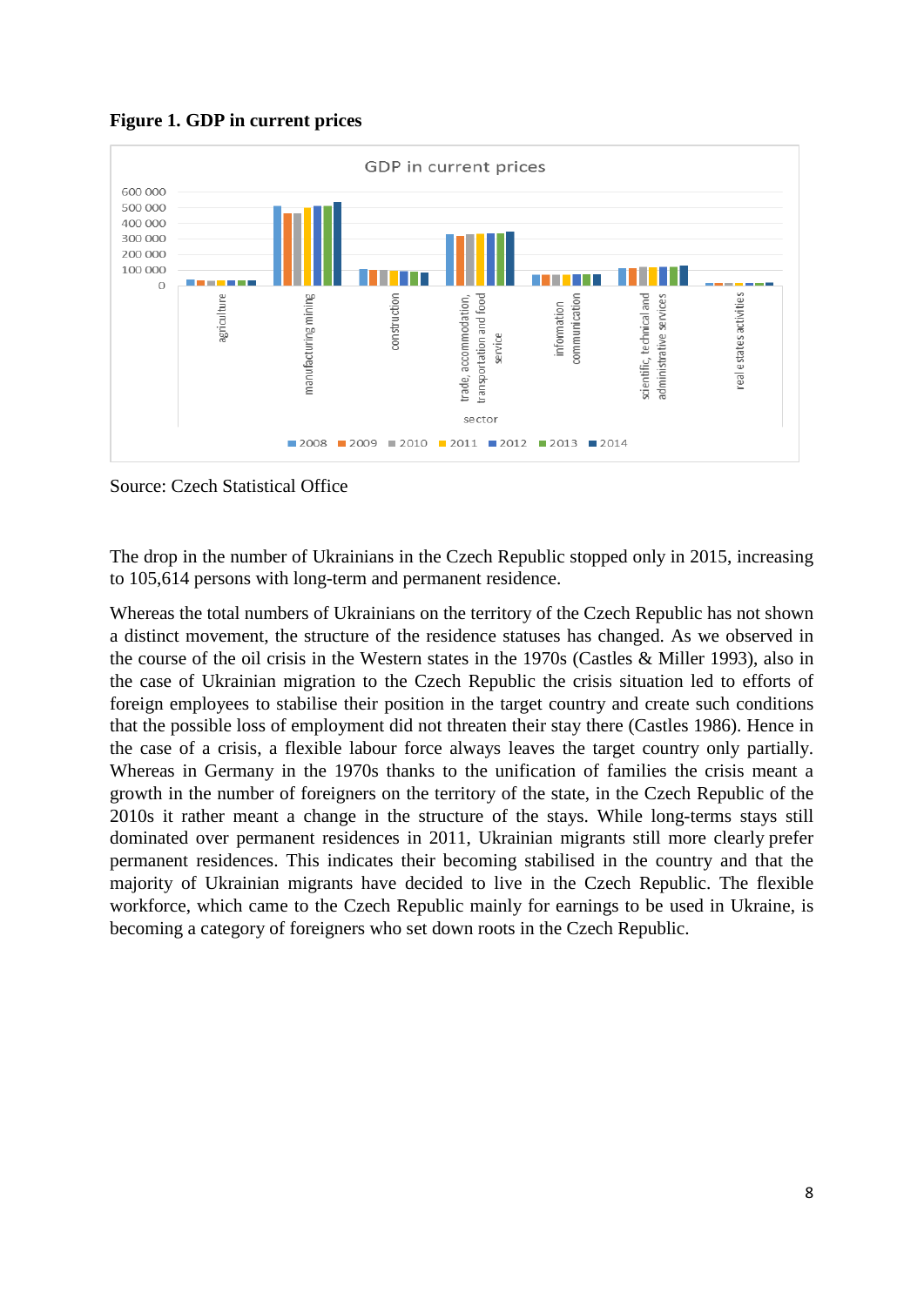**Figure 1. GDP in current prices**

Source: Czech Statistical Office

The drop in the number of Ukrainians in the Czech Republic stopped only in 2015, increasing to 105,614 persons with long-term and permanent residence.

Whereas the total numbers of Ukrainians on the territory of the Czech Republic has not shown a distinct movement, the structure of the residence statuses has changed. As we observed in the course of the oil crisis in the Western states in the 1970s (Castles & Miller 1993), also in the case of Ukrainian migration to the Czech Republic the crisis situation led to efforts of foreign employees to stabilise their position in the target country and create such conditions that the possible loss of employment did not threaten their stay there (Castles 1986). Hence in the case of a crisis, a flexible labour force always leaves the target country only partially. Whereas in Germany in the 1970s thanks to the unification of families the crisis meant a growth in the number of foreigners on the territory of the state, in the Czech Republic of the 2010s it rather meant a change in the structure of the stays. While long-terms stays still dominated over permanent residences in 2011, Ukrainian migrants still more clearly prefer permanent residences. This indicates their becoming stabilised in the country and that the majority of Ukrainian migrants have decided to live in the Czech Republic. The flexible workforce, which came to the Czech Republic mainly for earnings to be used in Ukraine, is becoming a category of foreigners who set down roots in the Czech Republic.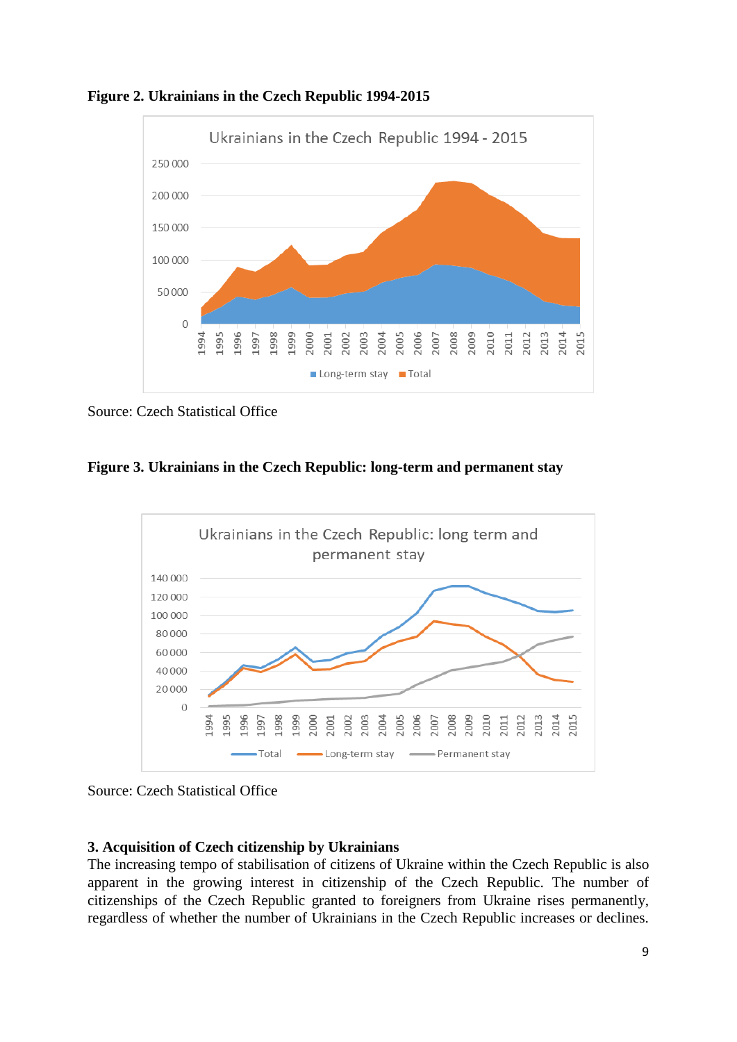**Figure 2. Ukrainians in the Czech Republic 1994-2015**

Source: Czech Statistical Office

**Figure 3. Ukrainians in the Czech Republic: long-term and permanent stay**

Source: Czech Statistical Office

### 3. Acquisition of Czech citizenship by Ukrainians

The increasing tempo of stabilisation of citizens of Ukraine within the Czech Republic is also apparent in the growing interest in citizenship of the Czech Republic. The number of citizenships of the Czech Republic granted to foreigners from Ukraine rises permanently, regardless of whether the number of Ukrainians in the Czech Republic increases or declines.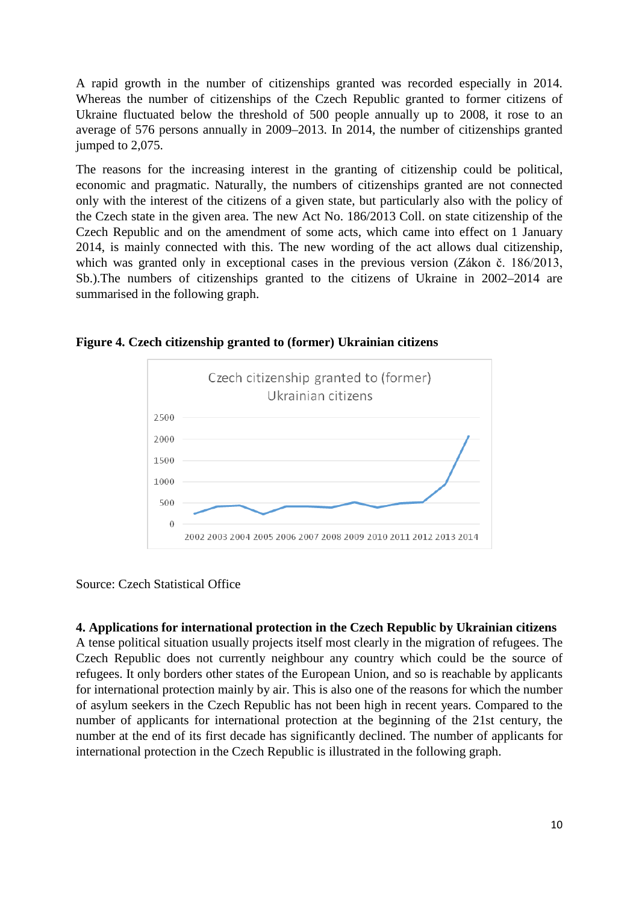A rapid growth in the number of citizenships granted was recorded especially in 2014. Whereas the number of citizenships of the Czech Republic granted to former citizens of Ukraine fluctuated below the threshold of 500 people annually up to 2008, it rose to an average of 576 persons annually in 2009–2013. In 2014, the number of citizenships granted jumped to 2,075.

The reasons for the increasing interest in the granting of citizenship could be political, economic and pragmatic. Naturally, the numbers of citizenships granted are not connected only with the interest of the citizens of a given state, but particularly also with the policy of the Czech state in the given area. The new Act No. 186/2013 Coll. on state citizenship of the Czech Republic and on the amendment of some acts, which came into effect on 1 January 2014, is mainly connected with this. The new wording of the act allows dual citizenship, which was granted only in exceptional cases in the previous version (Zákon č. 186/2013, Sb.).The numbers of citizenships granted to the citizens of Ukraine in 2002–2014 are summarised in the following graph.

**Figure 4. Czech citizenship granted to (former) Ukrainian citizens**

Source: Czech Statistical Office

**4. Applications for international protection in the Czech Republic by Ukrainian citizens**

A tense political situation usually projects itself most clearly in the migration of refugees. The Czech Republic does not currently neighbour any country which could be the source of refugees. It only borders other states of the European Union, and so is reachable by applicants for international protection mainly by air. This is also one of the reasons for which the number of asylum seekers in the Czech Republic has not been high in recent years. Compared to the number of applicants for international protection at the beginning of the 21st century, the number at the end of its first decade has significantly declined. The number of applicants for international protection in the Czech Republic is illustrated in the following graph.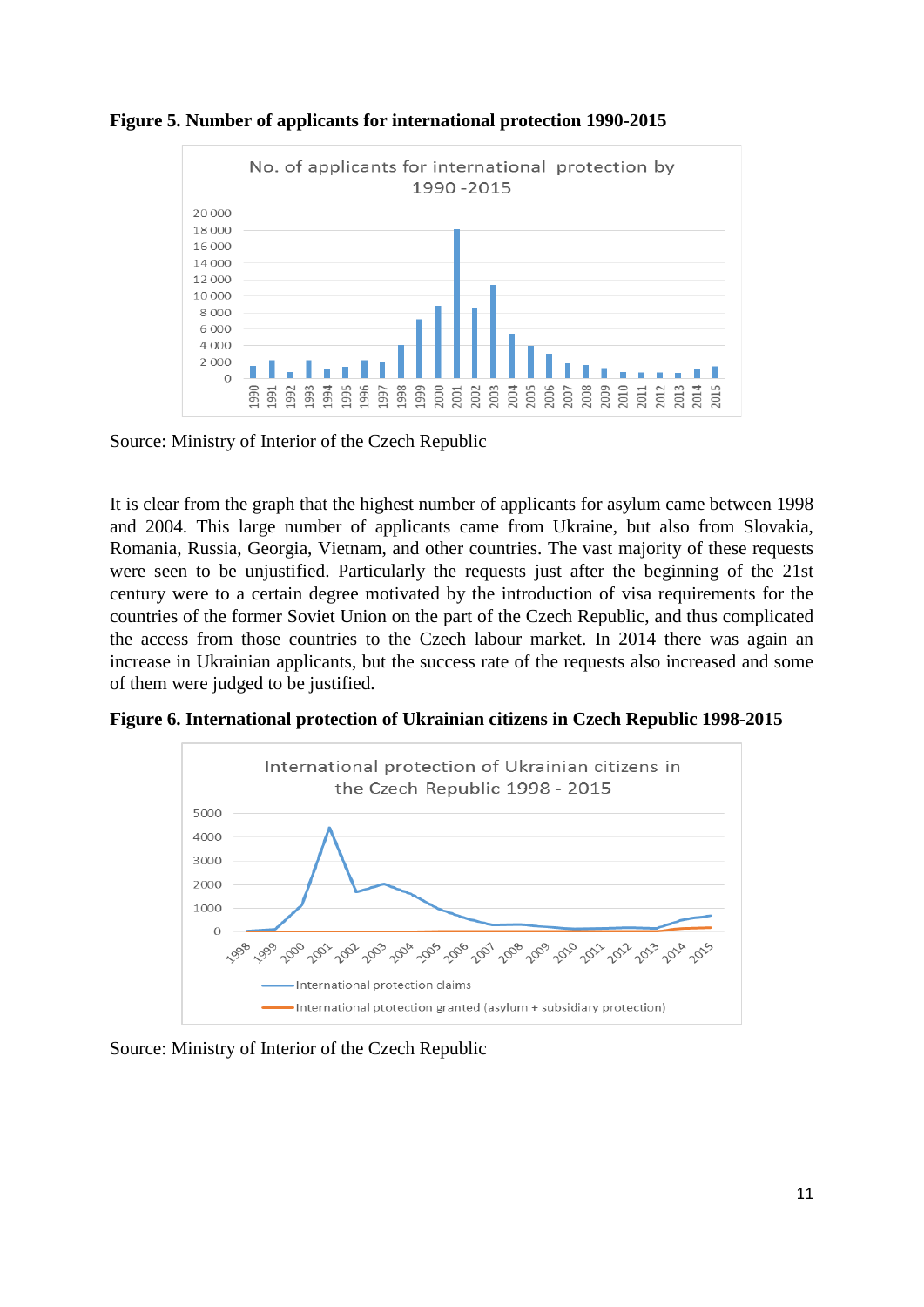**Figure 5. Number of applicants for international protection 1990-2015**

Source: Ministry of Interior of the Czech Republic

It is clear from the graph that the highest number of applicants for asylum came between 1998 and 2004. This large number of applicants came from Ukraine, but also from Slovakia, Romania, Russia, Georgia, Vietnam, and other countries. The vast majority of these requests were seen to be unjustified. Particularly the requests just after the beginning of the 21st century were to a certain degree motivated by the introduction of visa requirements for the countries of the former Soviet Union on the part of the Czech Republic, and thus complicated the access from those countries to the Czech labour market. In 2014 there was again an increase in Ukrainian applicants, but the success rate of the requests also increased and some of them were judged to be justified.

**Figure 6. International protection of Ukrainian citizens in Czech Republic 1998-2015**

Source: Ministry of Interior of the Czech Republic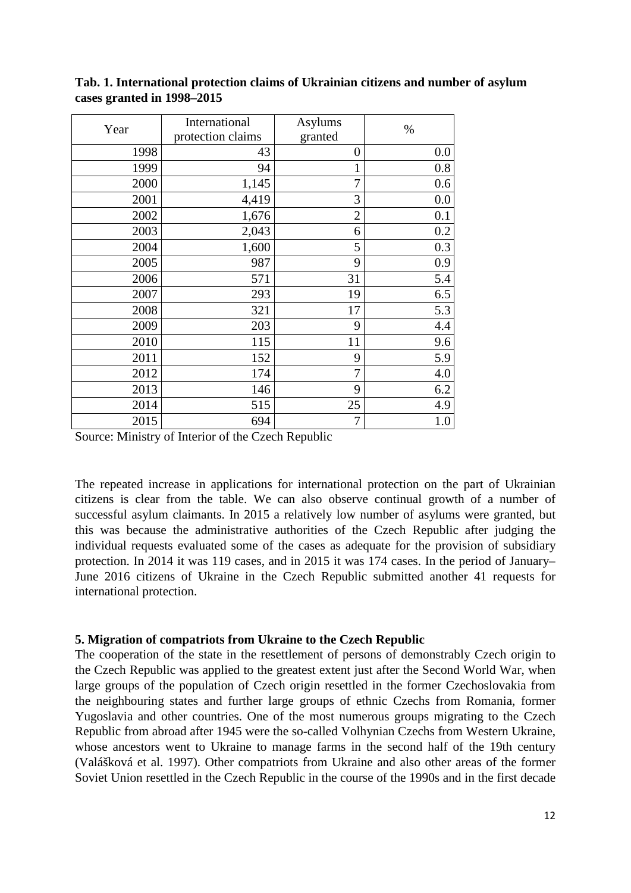**Tab. 1. International protection claims of Ukrainian citizens and number of asylum cases granted in 1998–2015**

| Year | International protection claims | Asylums granted | % |
|---|---|---|---|
| 1998 | 43 | 0 | 0.0 |
| 1999 | 94 | 1 | 0.8 |
| 2000 | 1,145 | 7 | 0.6 |
| 2001 | 4,419 | 3 | 0.0 |
| 2002 | 1,676 | 2 | 0.1 |
| 2003 | 2,043 | 6 | 0.2 |
| 2004 | 1,600 | 5 | 0.3 |
| 2005 | 987 | 9 | 0.9 |
| 2006 | 571 | 31 | 5.4 |
| 2007 | 293 | 19 | 6.5 |
| 2008 | 321 | 17 | 5.3 |
| 2009 | 203 | 9 | 4.4 |
| 2010 | 115 | 11 | 9.6 |
| 2011 | 152 | 9 | 5.9 |
| 2012 | 174 | 7 | 4.0 |
| 2013 | 146 | 9 | 6.2 |
| 2014 | 515 | 25 | 4.9 |
| 2015 | 694 | 7 | 1.0 |

Source: Ministry of Interior of the Czech Republic

The repeated increase in applications for international protection on the part of Ukrainian citizens is clear from the table. We can also observe continual growth of a number of successful asylum claimants. In 2015 a relatively low number of asylums were granted, but this was because the administrative authorities of the Czech Republic after judging the individual requests evaluated some of the cases as adequate for the provision of subsidiary protection. In 2014 it was 119 cases, and in 2015 it was 174 cases. In the period of January–June 2016 citizens of Ukraine in the Czech Republic submitted another 41 requests for international protection.

### 5. Migration of compatriots from Ukraine to the Czech Republic

The cooperation of the state in the resettlement of persons of demonstrably Czech origin to the Czech Republic was applied to the greatest extent just after the Second World War, when large groups of the population of Czech origin resettled in the former Czechoslovakia from the neighbouring states and further large groups of ethnic Czechs from Romania, former Yugoslavia and other countries. One of the most numerous groups migrating to the Czech Republic from abroad after 1945 were the so-called Volhynian Czechs from Western Ukraine, whose ancestors went to Ukraine to manage farms in the second half of the 19th century (Valášková et al. 1997). Other compatriots from Ukraine and also other areas of the former Soviet Union resettled in the Czech Republic in the course of the 1990s and in the first decade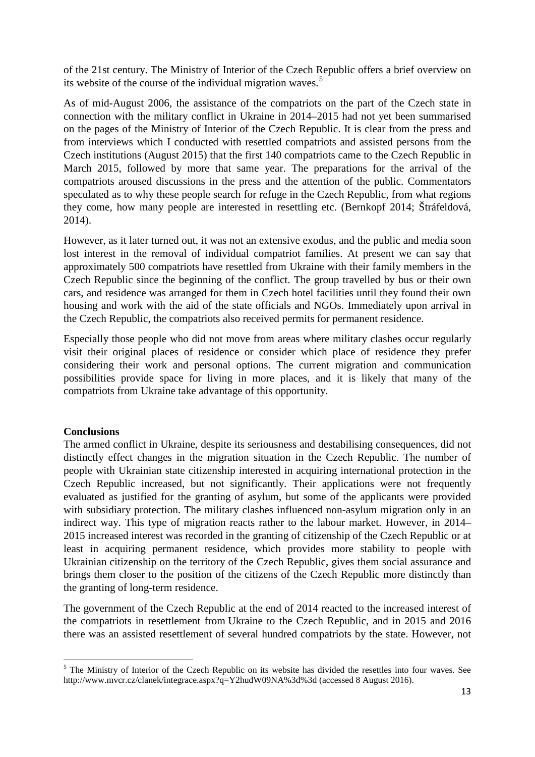of the 21st century. The Ministry of Interior of the Czech Republic offers a brief overview on its website of the course of the individual migration waves.[5]

As of mid-August 2006, the assistance of the compatriots on the part of the Czech state in connection with the military conflict in Ukraine in 2014–2015 had not yet been summarised on the pages of the Ministry of Interior of the Czech Republic. It is clear from the press and from interviews which I conducted with resettled compatriots and assisted persons from the Czech institutions (August 2015) that the first 140 compatriots came to the Czech Republic in March 2015, followed by more that same year. The preparations for the arrival of the compatriots aroused discussions in the press and the attention of the public. Commentators speculated as to why these people search for refuge in the Czech Republic, from what regions they come, how many people are interested in resettling etc. (Bernkopf 2014; Štráfeldová, 2014).

However, as it later turned out, it was not an extensive exodus, and the public and media soon lost interest in the removal of individual compatriot families. At present we can say that approximately 500 compatriots have resettled from Ukraine with their family members in the Czech Republic since the beginning of the conflict. The group travelled by bus or their own cars, and residence was arranged for them in Czech hotel facilities until they found their own housing and work with the aid of the state officials and NGOs. Immediately upon arrival in the Czech Republic, the compatriots also received permits for permanent residence.

Especially those people who did not move from areas where military clashes occur regularly visit their original places of residence or consider which place of residence they prefer considering their work and personal options. The current migration and communication possibilities provide space for living in more places, and it is likely that many of the compatriots from Ukraine take advantage of this opportunity.

**Conclusions**

The armed conflict in Ukraine, despite its seriousness and destabilising consequences, did not distinctly effect changes in the migration situation in the Czech Republic. The number of people with Ukrainian state citizenship interested in acquiring international protection in the Czech Republic increased, but not significantly. Their applications were not frequently evaluated as justified for the granting of asylum, but some of the applicants were provided with subsidiary protection. The military clashes influenced non-asylum migration only in an indirect way. This type of migration reacts rather to the labour market. However, in 2014–2015 increased interest was recorded in the granting of citizenship of the Czech Republic or at least in acquiring permanent residence, which provides more stability to people with Ukrainian citizenship on the territory of the Czech Republic, gives them social assurance and brings them closer to the position of the citizens of the Czech Republic more distinctly than the granting of long-term residence.

The government of the Czech Republic at the end of 2014 reacted to the increased interest of the compatriots in resettlement from Ukraine to the Czech Republic, and in 2015 and 2016 there was an assisted resettlement of several hundred compatriots by the state. However, not

---

[5] The Ministry of Interior of the Czech Republic on its website has divided the resettles into four waves. See http://www.mvcr.cz/clanek/integrace.aspx?q=Y2hudW09NA%3d%3d (accessed 8 August 2016).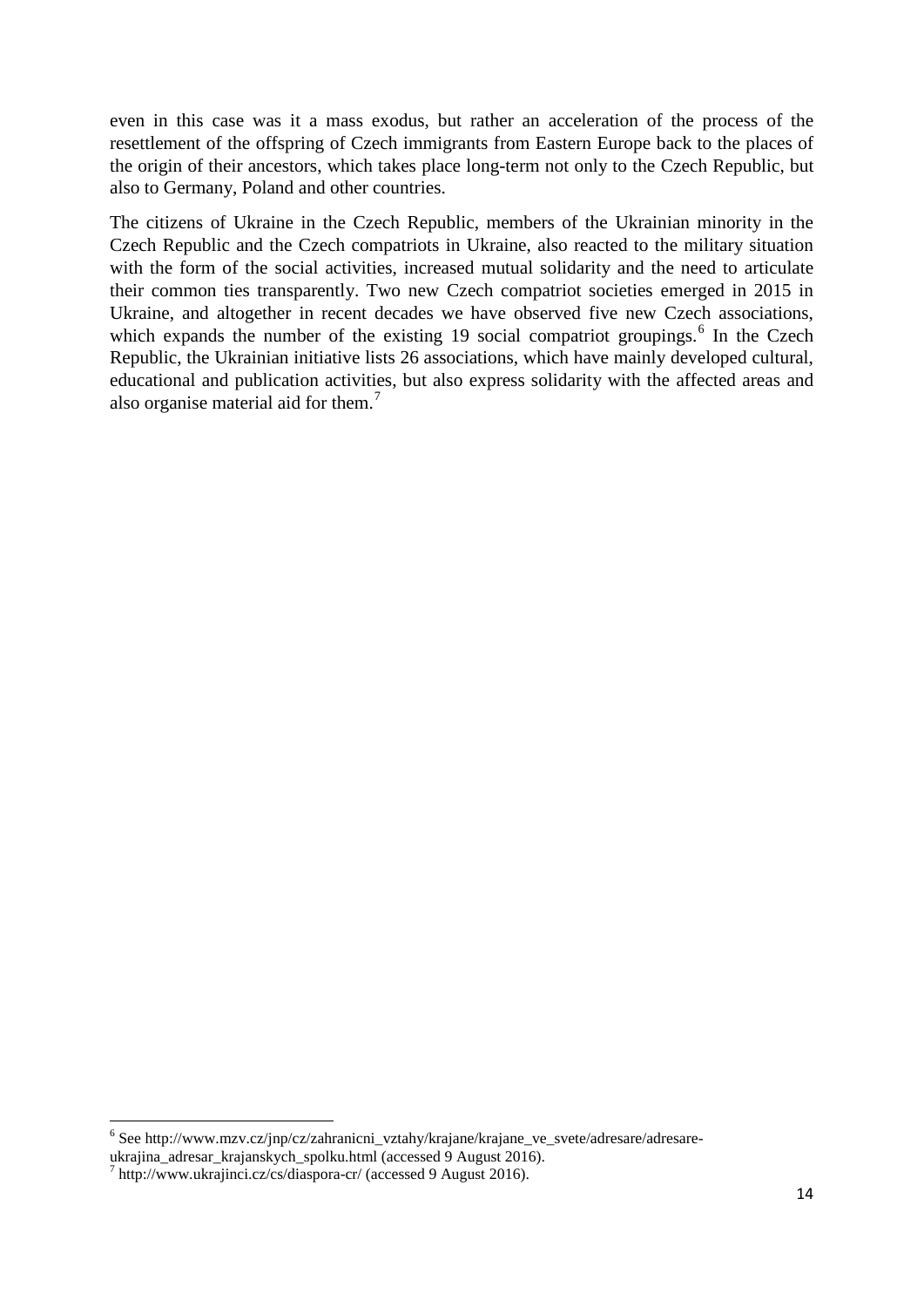even in this case was it a mass exodus, but rather an acceleration of the process of the resettlement of the offspring of Czech immigrants from Eastern Europe back to the places of the origin of their ancestors, which takes place long-term not only to the Czech Republic, but also to Germany, Poland and other countries.

The citizens of Ukraine in the Czech Republic, members of the Ukrainian minority in the Czech Republic and the Czech compatriots in Ukraine, also reacted to the military situation with the form of the social activities, increased mutual solidarity and the need to articulate their common ties transparently. Two new Czech compatriot societies emerged in 2015 in Ukraine, and altogether in recent decades we have observed five new Czech associations, which expands the number of the existing 19 social compatriot groupings.[6] In the Czech Republic, the Ukrainian initiative lists 26 associations, which have mainly developed cultural, educational and publication activities, but also express solidarity with the affected areas and also organise material aid for them.[7]

---

[6] See http://www.mzv.cz/jnp/cz/zahranicni_vztahy/krajane/krajane_ve_svete/adresare/adresare-ukrajina_adresar_krajanskych_spolku.html (accessed 9 August 2016).

[7] http://www.ukrajinci.cz/cs/diaspora-cr/ (accessed 9 August 2016).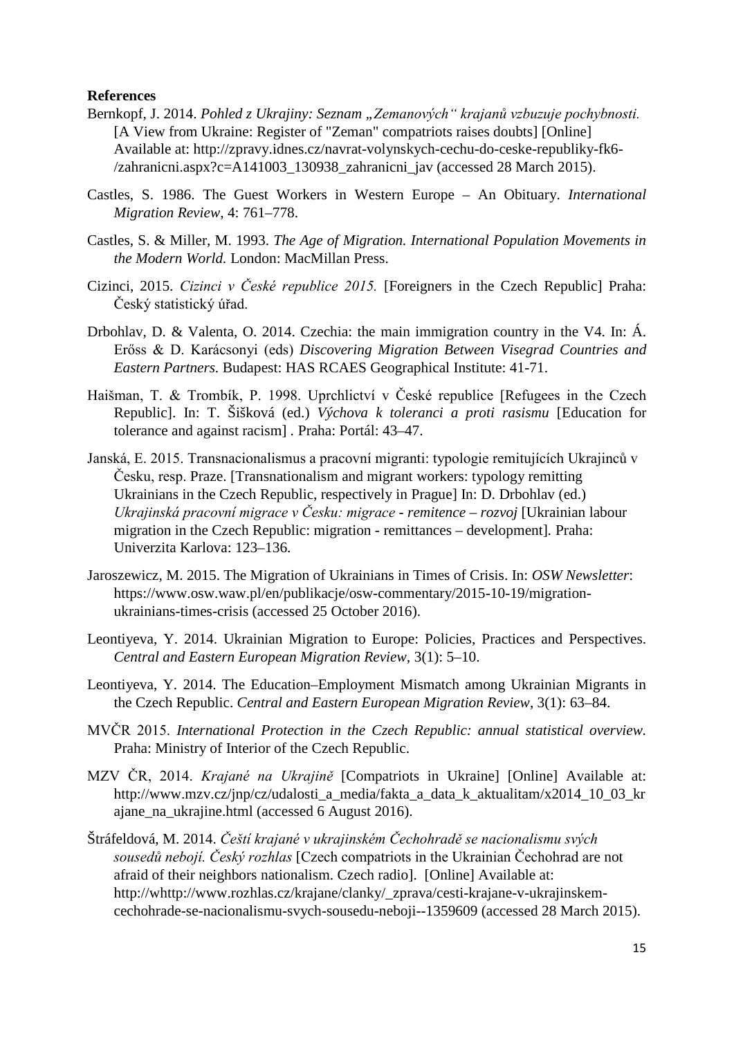**References**

Bernkopf, J. 2014. *Pohled z Ukrajiny: Seznam „Zemanových" krajanů vzbuzuje pochybnosti.* [A View from Ukraine: Register of "Zeman" compatriots raises doubts] [Online] Available at: http://zpravy.idnes.cz/navrat-volynskych-cechu-do-ceske-republiky-fk6-/zahranicni.aspx?c=A141003_130938_zahranicni_jav (accessed 28 March 2015).

Castles, S. 1986. The Guest Workers in Western Europe – An Obituary. *International Migration Review*, 4: 761–778.

Castles, S. & Miller, M. 1993. *The Age of Migration. International Population Movements in the Modern World.* London: MacMillan Press.

Cizinci, 2015. *Cizinci v České republice 2015.* [Foreigners in the Czech Republic] Praha: Český statistický úřad.

Drbohlav, D. & Valenta, O. 2014. Czechia: the main immigration country in the V4. In: Á. Erőss & D. Karácsonyi (eds) *Discovering Migration Between Visegrad Countries and Eastern Partners.* Budapest: HAS RCAES Geographical Institute: 41-71.

Haišman, T. & Trombík, P. 1998. Uprchlictví v České republice [Refugees in the Czech Republic]. In: T. Šišková (ed.) *Výchova k toleranci a proti rasismu* [Education for tolerance and against racism] . Praha: Portál: 43–47.

Janská, E. 2015. Transnacionalismus a pracovní migranti: typologie remitujících Ukrajinců v Česku, resp. Praze. [Transnationalism and migrant workers: typology remitting Ukrainians in the Czech Republic, respectively in Prague] In: D. Drbohlav (ed.) *Ukrajinská pracovní migrace v Česku: migrace - remitence – rozvoj* [Ukrainian labour migration in the Czech Republic: migration - remittances – development]. Praha: Univerzita Karlova: 123–136.

Jaroszewicz, M. 2015. The Migration of Ukrainians in Times of Crisis. In: *OSW Newsletter*: https://www.osw.waw.pl/en/publikacje/osw-commentary/2015-10-19/migration-ukrainians-times-crisis (accessed 25 October 2016).

Leontiyeva, Y. 2014. Ukrainian Migration to Europe: Policies, Practices and Perspectives. *Central and Eastern European Migration Review,* 3(1): 5–10.

Leontiyeva, Y. 2014. The Education–Employment Mismatch among Ukrainian Migrants in the Czech Republic. *Central and Eastern European Migration Review*, 3(1): 63–84.

MVČR 2015. *International Protection in the Czech Republic: annual statistical overview.* Praha: Ministry of Interior of the Czech Republic.

MZV ČR, 2014. *Krajané na Ukrajině* [Compatriots in Ukraine] [Online] Available at: http://www.mzv.cz/jnp/cz/udalosti_a_media/fakta_a_data_k_aktualitam/x2014_10_03_krajane_na_ukrajine.html (accessed 6 August 2016).

Štráfeldová, M. 2014. *Čeští krajané v ukrajinském Čechohradě se nacionalismu svých sousedů nebojí. Český rozhlas* [Czech compatriots in the Ukrainian Čechohrad are not afraid of their neighbors nationalism. Czech radio]. [Online] Available at: http://whttp://www.rozhlas.cz/krajane/clanky/_zprava/cesti-krajane-v-ukrajinskem-cechohrade-se-nacionalismu-svych-sousedu-neboji--1359609 (accessed 28 March 2015).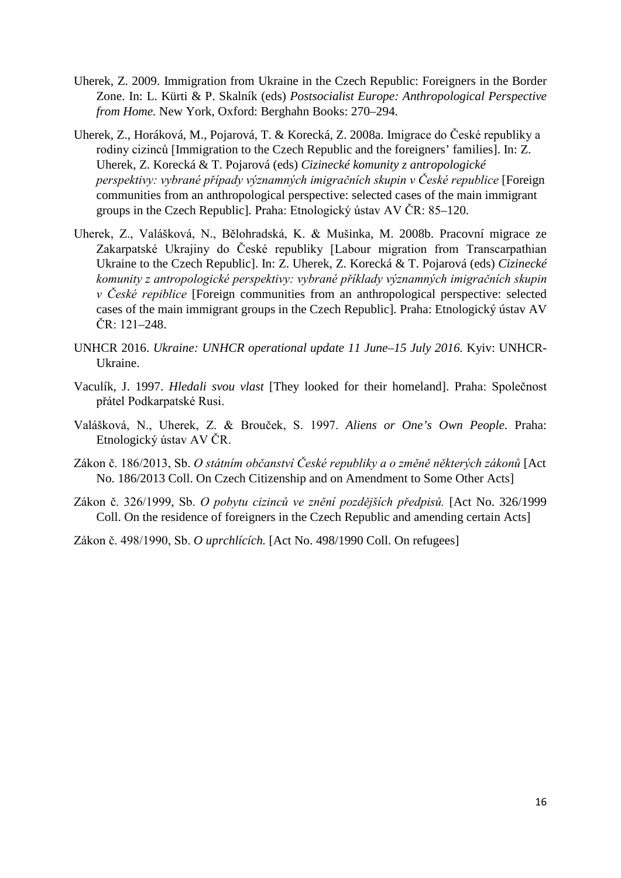Uherek, Z. 2009. Immigration from Ukraine in the Czech Republic: Foreigners in the Border Zone. In: L. Kürti & P. Skalník (eds) *Postsocialist Europe: Anthropological Perspective from Home.* New York, Oxford: Berghahn Books: 270–294.

Uherek, Z., Horáková, M., Pojarová, T. & Korecká, Z. 2008a. Imigrace do České republiky a rodiny cizinců [Immigration to the Czech Republic and the foreigners' families]. In: Z. Uherek, Z. Korecká & T. Pojarová (eds) *Cizinecké komunity z antropologické perspektivy: vybrané případy významných imigračních skupin v České republice* [Foreign communities from an anthropological perspective: selected cases of the main immigrant groups in the Czech Republic]. Praha: Etnologický ústav AV ČR: 85–120.

Uherek, Z., Valášková, N., Bělohradská, K. & Mušinka, M. 2008b. Pracovní migrace ze Zakarpatské Ukrajiny do České republiky [Labour migration from Transcarpathian Ukraine to the Czech Republic]. In: Z. Uherek, Z. Korecká & T. Pojarová (eds) *Cizinecké komunity z antropologické perspektivy: vybrané příklady významných imigračních skupin v České repiblice* [Foreign communities from an anthropological perspective: selected cases of the main immigrant groups in the Czech Republic]. Praha: Etnologický ústav AV ČR: 121–248.

UNHCR 2016. *Ukraine: UNHCR operational update 11 June–15 July 2016.* Kyiv: UNHCR-Ukraine.

Vaculík, J. 1997. *Hledali svou vlast* [They looked for their homeland]. Praha: Společnost přátel Podkarpatské Rusi.

Valášková, N., Uherek, Z. & Brouček, S. 1997. *Aliens or One's Own People.* Praha: Etnologický ústav AV ČR.

Zákon č. 186/2013, Sb. *O státním občanství České republiky a o změně některých zákonů* [Act No. 186/2013 Coll. On Czech Citizenship and on Amendment to Some Other Acts]

Zákon č. 326/1999, Sb. *O pobytu cizinců ve znění pozdějších předpisů.* [Act No. 326/1999 Coll. On the residence of foreigners in the Czech Republic and amending certain Acts]

Zákon č. 498/1990, Sb. *O uprchlících.* [Act No. 498/1990 Coll. On refugees]